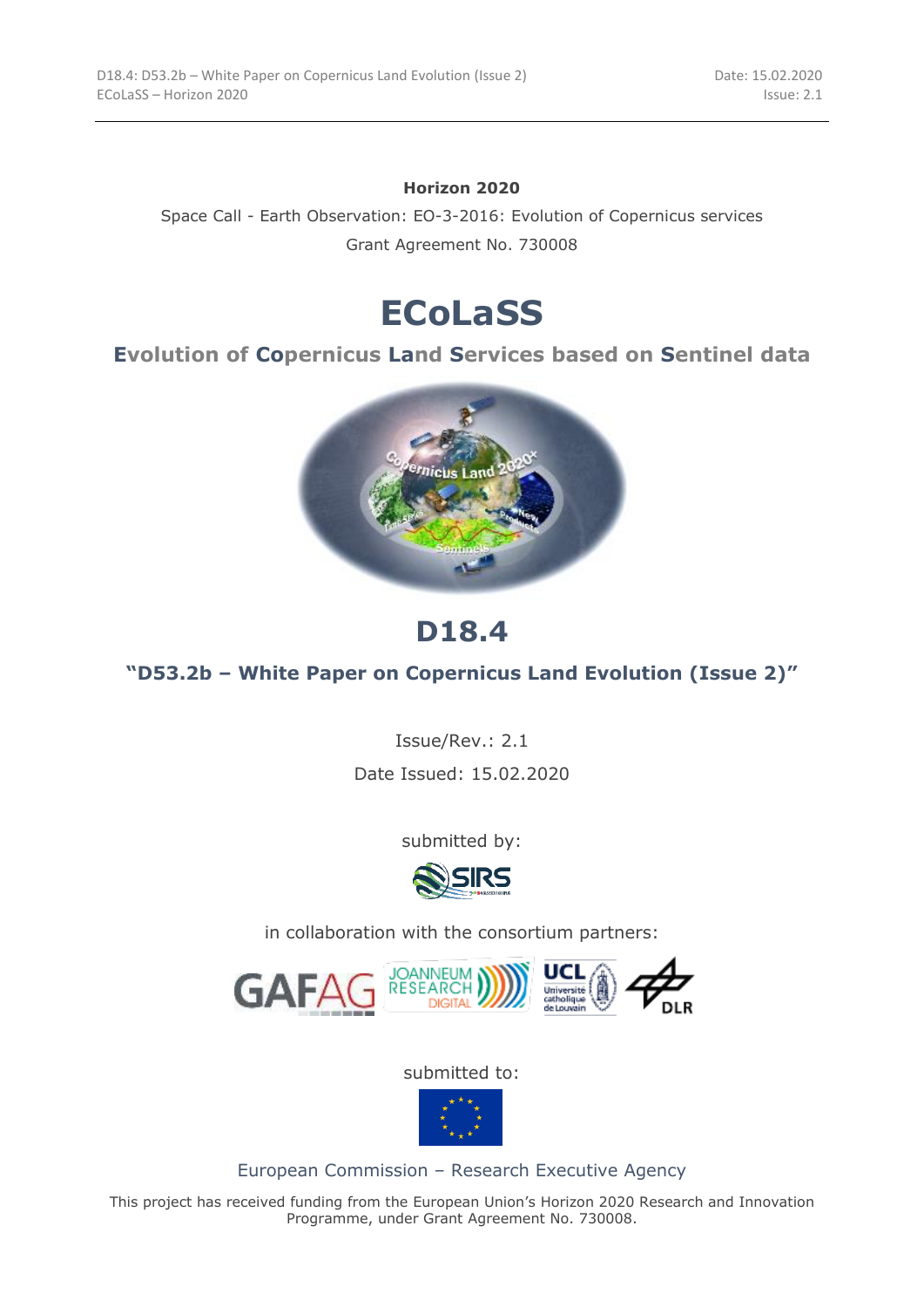**Horizon 2020**

Space Call - Earth Observation: EO-3-2016: Evolution of Copernicus services

Grant Agreement No. 730008

# ECoLaSS

## Evolution of Copernicus Land Services based on Sentinel data

# D18.4

## "D53.2b – White Paper on Copernicus Land Evolution (Issue 2)"

Issue/Rev.: 2.1

Date Issued: 15.02.2020

submitted by:

in collaboration with the consortium partners:

submitted to:

European Commission – Research Executive Agency

This project has received funding from the European Union's Horizon 2020 Research and Innovation Programme, under Grant Agreement No. 730008.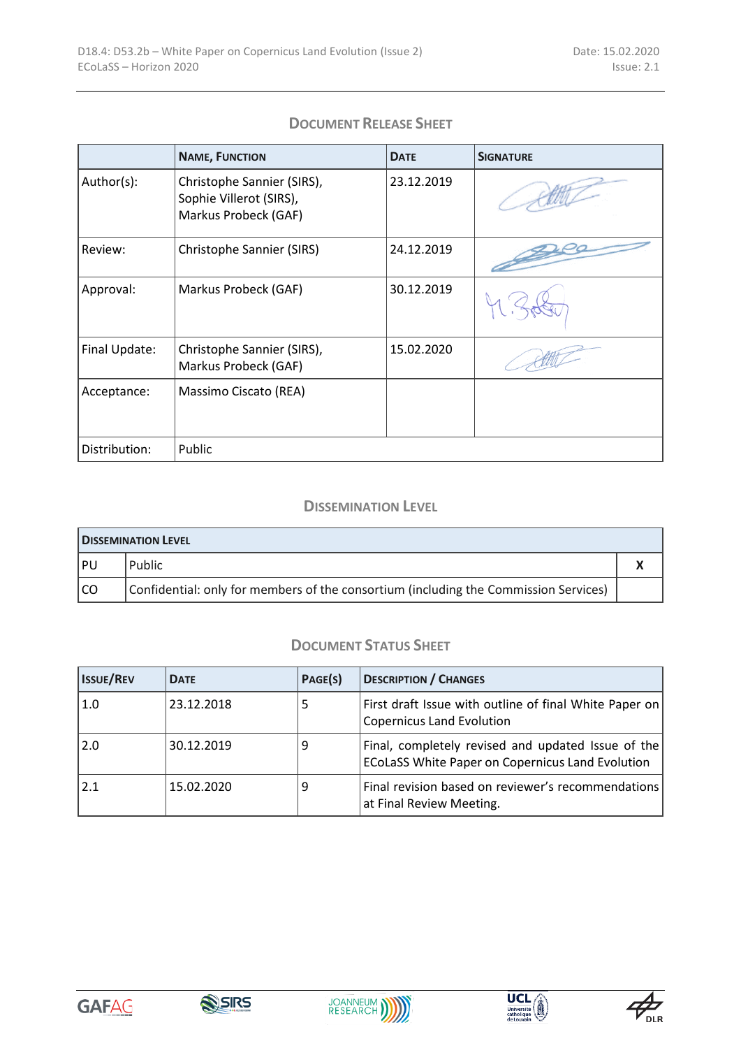## Document Release Sheet

| | Name, Function | Date | Signature |
|---|---|---|---|
| Author(s): | Christophe Sannier (SIRS), Sophie Villerot (SIRS), Markus Probeck (GAF) | 23.12.2019 | |
| Review: | Christophe Sannier (SIRS) | 24.12.2019 | |
| Approval: | Markus Probeck (GAF) | 30.12.2019 | |
| Final Update: | Christophe Sannier (SIRS), Markus Probeck (GAF) | 15.02.2020 | |
| Acceptance: | Massimo Ciscato (REA) | | |
| Distribution: | Public | | |

## Dissemination Level

| Dissemination Level | | |
|---|---|---|
| PU | Public | X |
| CO | Confidential: only for members of the consortium (including the Commission Services) | |

## Document Status Sheet

| Issue/Rev | Date | Page(s) | Description / Changes |
|---|---|---|---|
| 1.0 | 23.12.2018 | 5 | First draft Issue with outline of final White Paper on Copernicus Land Evolution |
| 2.0 | 30.12.2019 | 9 | Final, completely revised and updated Issue of the ECoLaSS White Paper on Copernicus Land Evolution |
| 2.1 | 15.02.2020 | 9 | Final revision based on reviewer's recommendations at Final Review Meeting. |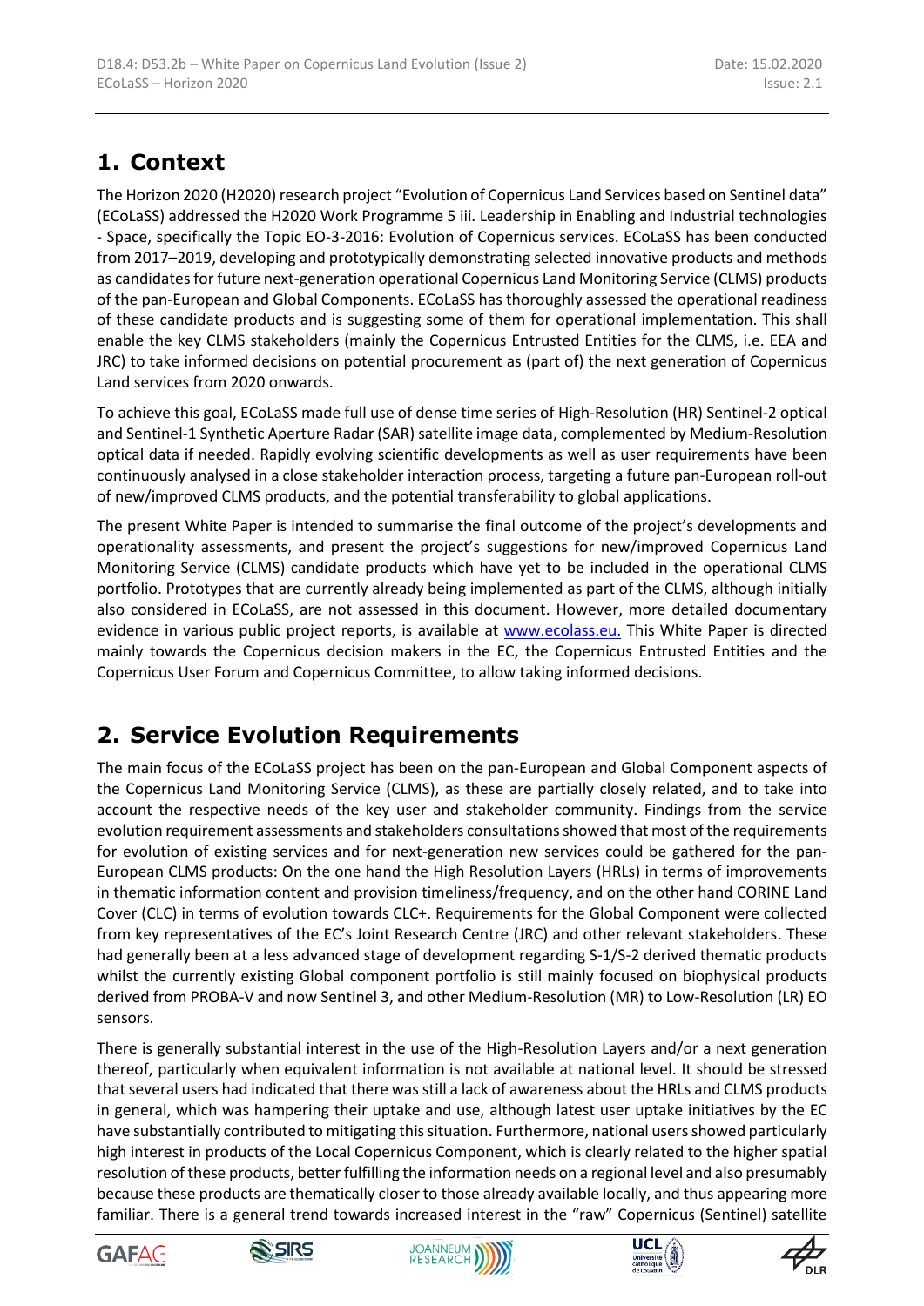# 1. Context

The Horizon 2020 (H2020) research project "Evolution of Copernicus Land Services based on Sentinel data" (ECoLaSS) addressed the H2020 Work Programme 5 iii. Leadership in Enabling and Industrial technologies - Space, specifically the Topic EO-3-2016: Evolution of Copernicus services. ECoLaSS has been conducted from 2017–2019, developing and prototypically demonstrating selected innovative products and methods as candidates for future next-generation operational Copernicus Land Monitoring Service (CLMS) products of the pan-European and Global Components. ECoLaSS has thoroughly assessed the operational readiness of these candidate products and is suggesting some of them for operational implementation. This shall enable the key CLMS stakeholders (mainly the Copernicus Entrusted Entities for the CLMS, i.e. EEA and JRC) to take informed decisions on potential procurement as (part of) the next generation of Copernicus Land services from 2020 onwards.

To achieve this goal, ECoLaSS made full use of dense time series of High-Resolution (HR) Sentinel-2 optical and Sentinel-1 Synthetic Aperture Radar (SAR) satellite image data, complemented by Medium-Resolution optical data if needed. Rapidly evolving scientific developments as well as user requirements have been continuously analysed in a close stakeholder interaction process, targeting a future pan-European roll-out of new/improved CLMS products, and the potential transferability to global applications.

The present White Paper is intended to summarise the final outcome of the project's developments and operationality assessments, and present the project's suggestions for new/improved Copernicus Land Monitoring Service (CLMS) candidate products which have yet to be included in the operational CLMS portfolio. Prototypes that are currently already being implemented as part of the CLMS, although initially also considered in ECoLaSS, are not assessed in this document. However, more detailed documentary evidence in various public project reports, is available at [www.ecolass.eu.](http://www.ecolass.eu) This White Paper is directed mainly towards the Copernicus decision makers in the EC, the Copernicus Entrusted Entities and the Copernicus User Forum and Copernicus Committee, to allow taking informed decisions.

# 2. Service Evolution Requirements

The main focus of the ECoLaSS project has been on the pan-European and Global Component aspects of the Copernicus Land Monitoring Service (CLMS), as these are partially closely related, and to take into account the respective needs of the key user and stakeholder community. Findings from the service evolution requirement assessments and stakeholders consultations showed that most of the requirements for evolution of existing services and for next-generation new services could be gathered for the pan-European CLMS products: On the one hand the High Resolution Layers (HRLs) in terms of improvements in thematic information content and provision timeliness/frequency, and on the other hand CORINE Land Cover (CLC) in terms of evolution towards CLC+. Requirements for the Global Component were collected from key representatives of the EC's Joint Research Centre (JRC) and other relevant stakeholders. These had generally been at a less advanced stage of development regarding S-1/S-2 derived thematic products whilst the currently existing Global component portfolio is still mainly focused on biophysical products derived from PROBA-V and now Sentinel 3, and other Medium-Resolution (MR) to Low-Resolution (LR) EO sensors.

There is generally substantial interest in the use of the High-Resolution Layers and/or a next generation thereof, particularly when equivalent information is not available at national level. It should be stressed that several users had indicated that there was still a lack of awareness about the HRLs and CLMS products in general, which was hampering their uptake and use, although latest user uptake initiatives by the EC have substantially contributed to mitigating this situation. Furthermore, national users showed particularly high interest in products of the Local Copernicus Component, which is clearly related to the higher spatial resolution of these products, better fulfilling the information needs on a regional level and also presumably because these products are thematically closer to those already available locally, and thus appearing more familiar. There is a general trend towards increased interest in the "raw" Copernicus (Sentinel) satellite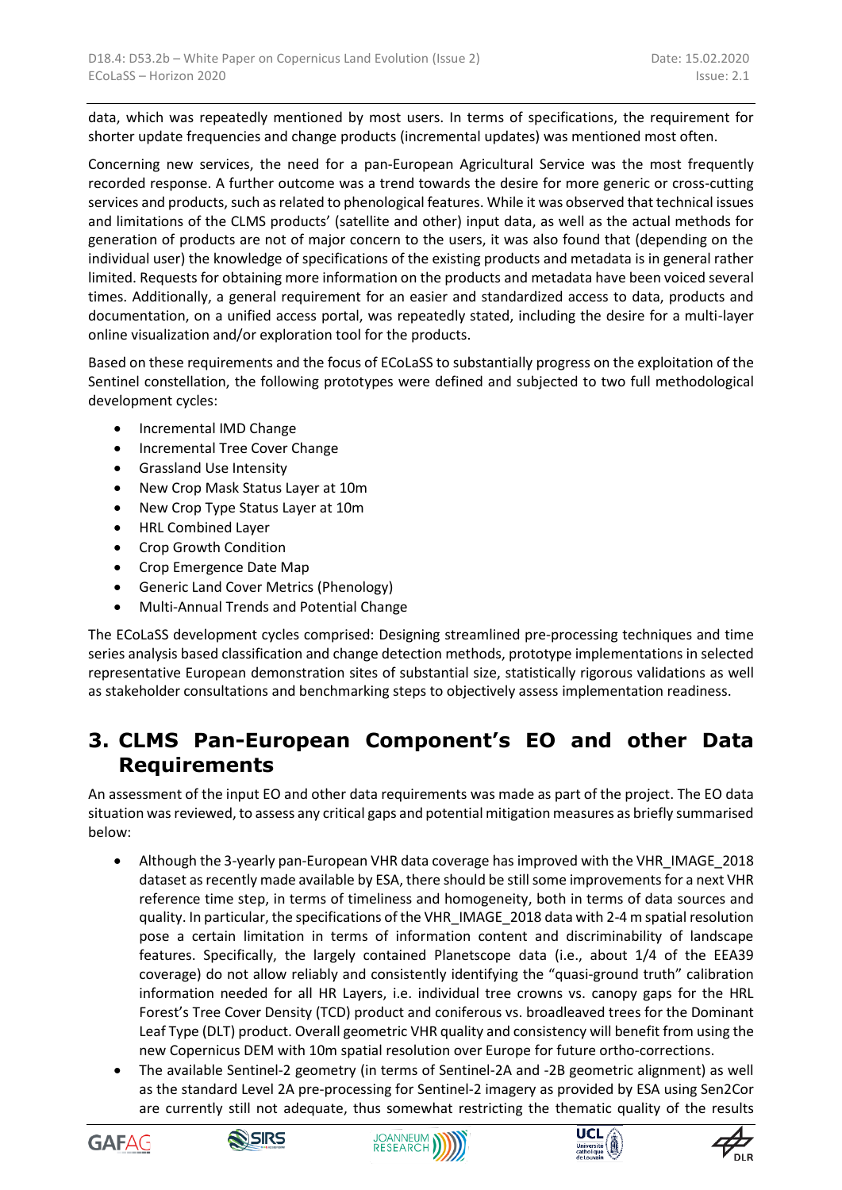data, which was repeatedly mentioned by most users. In terms of specifications, the requirement for shorter update frequencies and change products (incremental updates) was mentioned most often.

Concerning new services, the need for a pan-European Agricultural Service was the most frequently recorded response. A further outcome was a trend towards the desire for more generic or cross-cutting services and products, such as related to phenological features. While it was observed that technical issues and limitations of the CLMS products' (satellite and other) input data, as well as the actual methods for generation of products are not of major concern to the users, it was also found that (depending on the individual user) the knowledge of specifications of the existing products and metadata is in general rather limited. Requests for obtaining more information on the products and metadata have been voiced several times. Additionally, a general requirement for an easier and standardized access to data, products and documentation, on a unified access portal, was repeatedly stated, including the desire for a multi-layer online visualization and/or exploration tool for the products.

Based on these requirements and the focus of ECoLaSS to substantially progress on the exploitation of the Sentinel constellation, the following prototypes were defined and subjected to two full methodological development cycles:

- Incremental IMD Change
- Incremental Tree Cover Change
- Grassland Use Intensity
- New Crop Mask Status Layer at 10m
- New Crop Type Status Layer at 10m
- HRL Combined Layer
- Crop Growth Condition
- Crop Emergence Date Map
- Generic Land Cover Metrics (Phenology)
- Multi-Annual Trends and Potential Change

The ECoLaSS development cycles comprised: Designing streamlined pre-processing techniques and time series analysis based classification and change detection methods, prototype implementations in selected representative European demonstration sites of substantial size, statistically rigorous validations as well as stakeholder consultations and benchmarking steps to objectively assess implementation readiness.

# 3. CLMS Pan-European Component's EO and other Data Requirements

An assessment of the input EO and other data requirements was made as part of the project. The EO data situation was reviewed, to assess any critical gaps and potential mitigation measures as briefly summarised below:

- Although the 3-yearly pan-European VHR data coverage has improved with the VHR_IMAGE_2018 dataset as recently made available by ESA, there should be still some improvements for a next VHR reference time step, in terms of timeliness and homogeneity, both in terms of data sources and quality. In particular, the specifications of the VHR_IMAGE_2018 data with 2-4 m spatial resolution pose a certain limitation in terms of information content and discriminability of landscape features. Specifically, the largely contained Planetscope data (i.e., about 1/4 of the EEA39 coverage) do not allow reliably and consistently identifying the "quasi-ground truth" calibration information needed for all HR Layers, i.e. individual tree crowns vs. canopy gaps for the HRL Forest's Tree Cover Density (TCD) product and coniferous vs. broadleaved trees for the Dominant Leaf Type (DLT) product. Overall geometric VHR quality and consistency will benefit from using the new Copernicus DEM with 10m spatial resolution over Europe for future ortho-corrections.
- The available Sentinel-2 geometry (in terms of Sentinel-2A and -2B geometric alignment) as well as the standard Level 2A pre-processing for Sentinel-2 imagery as provided by ESA using Sen2Cor are currently still not adequate, thus somewhat restricting the thematic quality of the results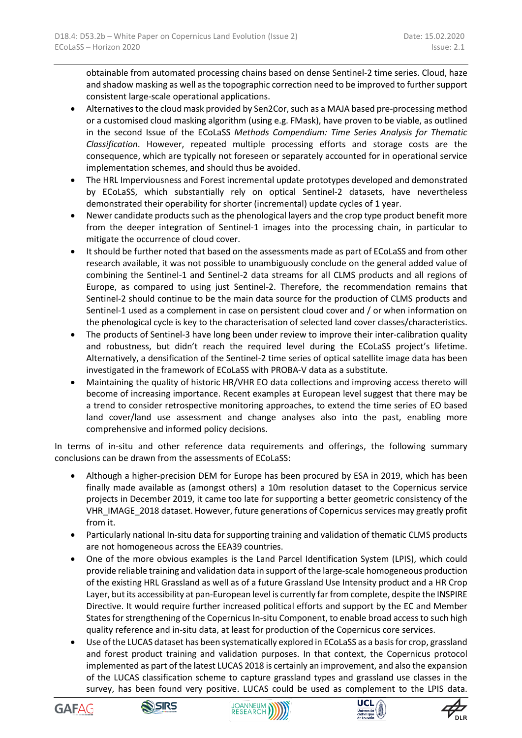obtainable from automated processing chains based on dense Sentinel-2 time series. Cloud, haze and shadow masking as well as the topographic correction need to be improved to further support consistent large-scale operational applications.

- Alternatives to the cloud mask provided by Sen2Cor, such as a MAJA based pre-processing method or a customised cloud masking algorithm (using e.g. FMask), have proven to be viable, as outlined in the second Issue of the ECoLaSS *Methods Compendium: Time Series Analysis for Thematic Classification*. However, repeated multiple processing efforts and storage costs are the consequence, which are typically not foreseen or separately accounted for in operational service implementation schemes, and should thus be avoided.
- The HRL Imperviousness and Forest incremental update prototypes developed and demonstrated by ECoLaSS, which substantially rely on optical Sentinel-2 datasets, have nevertheless demonstrated their operability for shorter (incremental) update cycles of 1 year.
- Newer candidate products such as the phenological layers and the crop type product benefit more from the deeper integration of Sentinel-1 images into the processing chain, in particular to mitigate the occurrence of cloud cover.
- It should be further noted that based on the assessments made as part of ECoLaSS and from other research available, it was not possible to unambiguously conclude on the general added value of combining the Sentinel-1 and Sentinel-2 data streams for all CLMS products and all regions of Europe, as compared to using just Sentinel-2. Therefore, the recommendation remains that Sentinel-2 should continue to be the main data source for the production of CLMS products and Sentinel-1 used as a complement in case on persistent cloud cover and / or when information on the phenological cycle is key to the characterisation of selected land cover classes/characteristics.
- The products of Sentinel-3 have long been under review to improve their inter-calibration quality and robustness, but didn't reach the required level during the ECoLaSS project's lifetime. Alternatively, a densification of the Sentinel-2 time series of optical satellite image data has been investigated in the framework of ECoLaSS with PROBA-V data as a substitute.
- Maintaining the quality of historic HR/VHR EO data collections and improving access thereto will become of increasing importance. Recent examples at European level suggest that there may be a trend to consider retrospective monitoring approaches, to extend the time series of EO based land cover/land use assessment and change analyses also into the past, enabling more comprehensive and informed policy decisions.

In terms of in-situ and other reference data requirements and offerings, the following summary conclusions can be drawn from the assessments of ECoLaSS:

- Although a higher-precision DEM for Europe has been procured by ESA in 2019, which has been finally made available as (amongst others) a 10m resolution dataset to the Copernicus service projects in December 2019, it came too late for supporting a better geometric consistency of the VHR_IMAGE_2018 dataset. However, future generations of Copernicus services may greatly profit from it.
- Particularly national In-situ data for supporting training and validation of thematic CLMS products are not homogeneous across the EEA39 countries.
- One of the more obvious examples is the Land Parcel Identification System (LPIS), which could provide reliable training and validation data in support of the large-scale homogeneous production of the existing HRL Grassland as well as of a future Grassland Use Intensity product and a HR Crop Layer, but its accessibility at pan-European level is currently far from complete, despite the INSPIRE Directive. It would require further increased political efforts and support by the EC and Member States for strengthening of the Copernicus In-situ Component, to enable broad access to such high quality reference and in-situ data, at least for production of the Copernicus core services.
- Use of the LUCAS dataset has been systematically explored in ECoLaSS as a basis for crop, grassland and forest product training and validation purposes. In that context, the Copernicus protocol implemented as part of the latest LUCAS 2018 is certainly an improvement, and also the expansion of the LUCAS classification scheme to capture grassland types and grassland use classes in the survey, has been found very positive. LUCAS could be used as complement to the LPIS data.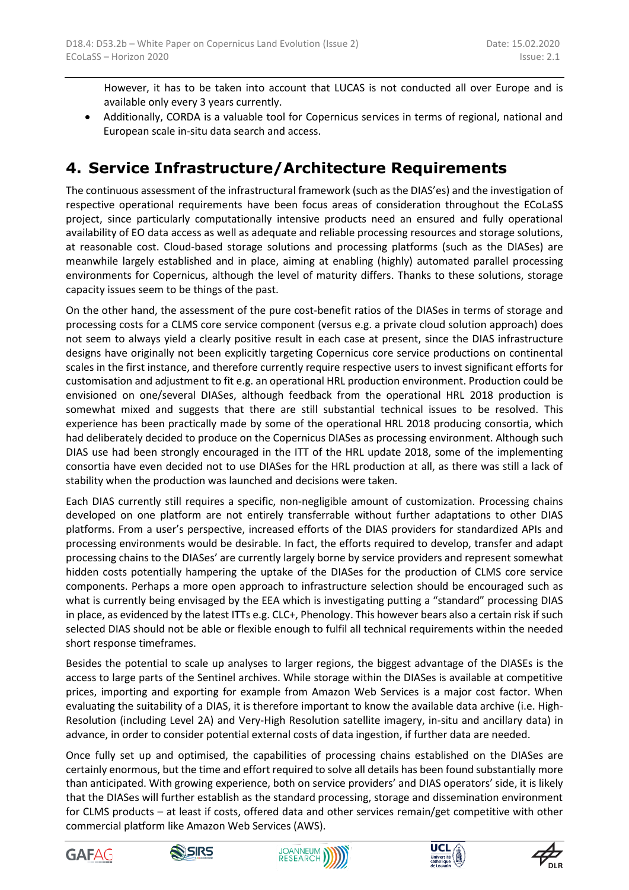However, it has to be taken into account that LUCAS is not conducted all over Europe and is available only every 3 years currently.

- Additionally, CORDA is a valuable tool for Copernicus services in terms of regional, national and European scale in-situ data search and access.

# 4. Service Infrastructure/Architecture Requirements

The continuous assessment of the infrastructural framework (such as the DIAS'es) and the investigation of respective operational requirements have been focus areas of consideration throughout the ECoLaSS project, since particularly computationally intensive products need an ensured and fully operational availability of EO data access as well as adequate and reliable processing resources and storage solutions, at reasonable cost. Cloud-based storage solutions and processing platforms (such as the DIASes) are meanwhile largely established and in place, aiming at enabling (highly) automated parallel processing environments for Copernicus, although the level of maturity differs. Thanks to these solutions, storage capacity issues seem to be things of the past.

On the other hand, the assessment of the pure cost-benefit ratios of the DIASes in terms of storage and processing costs for a CLMS core service component (versus e.g. a private cloud solution approach) does not seem to always yield a clearly positive result in each case at present, since the DIAS infrastructure designs have originally not been explicitly targeting Copernicus core service productions on continental scales in the first instance, and therefore currently require respective users to invest significant efforts for customisation and adjustment to fit e.g. an operational HRL production environment. Production could be envisioned on one/several DIASes, although feedback from the operational HRL 2018 production is somewhat mixed and suggests that there are still substantial technical issues to be resolved. This experience has been practically made by some of the operational HRL 2018 producing consortia, which had deliberately decided to produce on the Copernicus DIASes as processing environment. Although such DIAS use had been strongly encouraged in the ITT of the HRL update 2018, some of the implementing consortia have even decided not to use DIASes for the HRL production at all, as there was still a lack of stability when the production was launched and decisions were taken.

Each DIAS currently still requires a specific, non-negligible amount of customization. Processing chains developed on one platform are not entirely transferrable without further adaptations to other DIAS platforms. From a user's perspective, increased efforts of the DIAS providers for standardized APIs and processing environments would be desirable. In fact, the efforts required to develop, transfer and adapt processing chains to the DIASes' are currently largely borne by service providers and represent somewhat hidden costs potentially hampering the uptake of the DIASes for the production of CLMS core service components. Perhaps a more open approach to infrastructure selection should be encouraged such as what is currently being envisaged by the EEA which is investigating putting a "standard" processing DIAS in place, as evidenced by the latest ITTs e.g. CLC+, Phenology. This however bears also a certain risk if such selected DIAS should not be able or flexible enough to fulfil all technical requirements within the needed short response timeframes.

Besides the potential to scale up analyses to larger regions, the biggest advantage of the DIASEs is the access to large parts of the Sentinel archives. While storage within the DIASes is available at competitive prices, importing and exporting for example from Amazon Web Services is a major cost factor. When evaluating the suitability of a DIAS, it is therefore important to know the available data archive (i.e. High-Resolution (including Level 2A) and Very-High Resolution satellite imagery, in-situ and ancillary data) in advance, in order to consider potential external costs of data ingestion, if further data are needed.

Once fully set up and optimised, the capabilities of processing chains established on the DIASes are certainly enormous, but the time and effort required to solve all details has been found substantially more than anticipated. With growing experience, both on service providers' and DIAS operators' side, it is likely that the DIASes will further establish as the standard processing, storage and dissemination environment for CLMS products – at least if costs, offered data and other services remain/get competitive with other commercial platform like Amazon Web Services (AWS).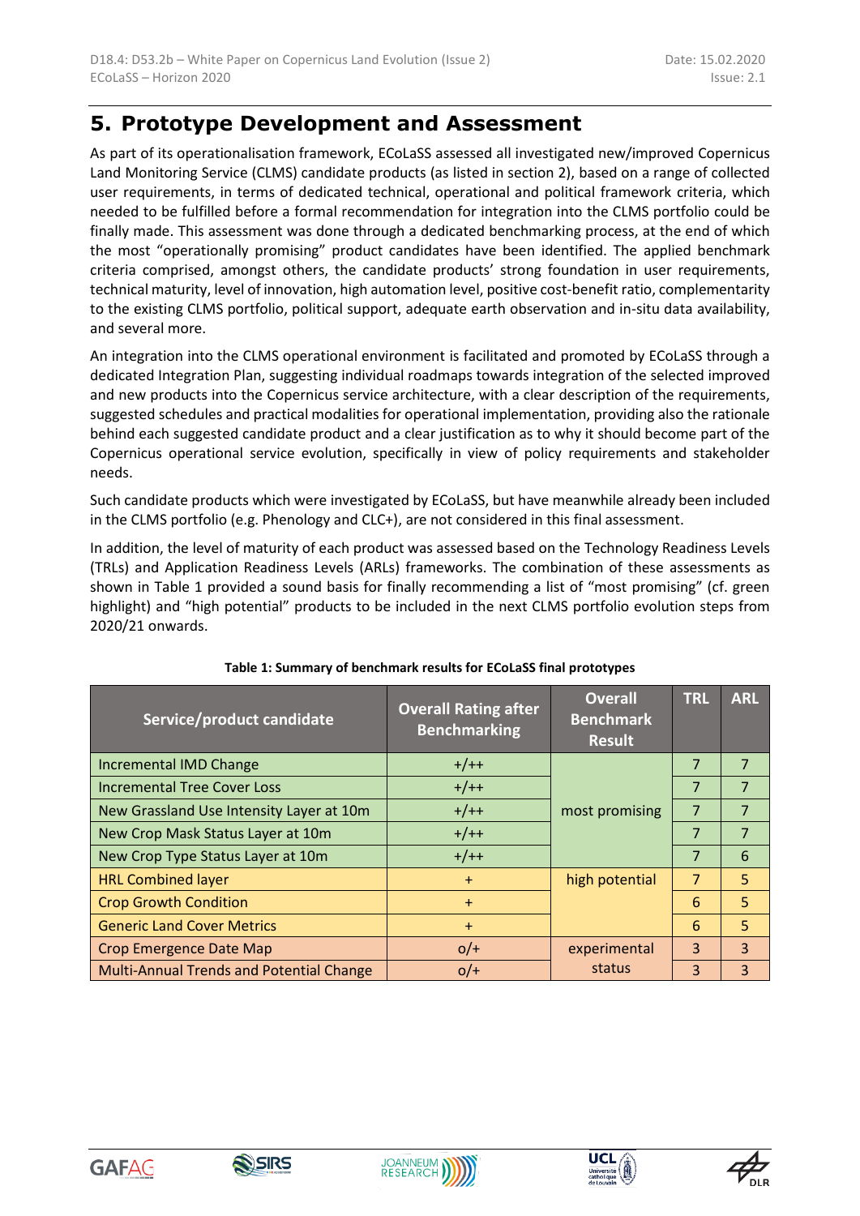# 5. Prototype Development and Assessment

As part of its operationalisation framework, ECoLaSS assessed all investigated new/improved Copernicus Land Monitoring Service (CLMS) candidate products (as listed in section 2), based on a range of collected user requirements, in terms of dedicated technical, operational and political framework criteria, which needed to be fulfilled before a formal recommendation for integration into the CLMS portfolio could be finally made. This assessment was done through a dedicated benchmarking process, at the end of which the most "operationally promising" product candidates have been identified. The applied benchmark criteria comprised, amongst others, the candidate products' strong foundation in user requirements, technical maturity, level of innovation, high automation level, positive cost-benefit ratio, complementarity to the existing CLMS portfolio, political support, adequate earth observation and in-situ data availability, and several more.

An integration into the CLMS operational environment is facilitated and promoted by ECoLaSS through a dedicated Integration Plan, suggesting individual roadmaps towards integration of the selected improved and new products into the Copernicus service architecture, with a clear description of the requirements, suggested schedules and practical modalities for operational implementation, providing also the rationale behind each suggested candidate product and a clear justification as to why it should become part of the Copernicus operational service evolution, specifically in view of policy requirements and stakeholder needs.

Such candidate products which were investigated by ECoLaSS, but have meanwhile already been included in the CLMS portfolio (e.g. Phenology and CLC+), are not considered in this final assessment.

In addition, the level of maturity of each product was assessed based on the Technology Readiness Levels (TRLs) and Application Readiness Levels (ARLs) frameworks. The combination of these assessments as shown in Table 1 provided a sound basis for finally recommending a list of "most promising" (cf. green highlight) and "high potential" products to be included in the next CLMS portfolio evolution steps from 2020/21 onwards.

**Table 1: Summary of benchmark results for ECoLaSS final prototypes**

| Service/product candidate | Overall Rating after Benchmarking | Overall Benchmark Result | TRL | ARL |
|---|---|---|---|---|
| Incremental IMD Change | +/++ | most promising | 7 | 7 |
| Incremental Tree Cover Loss | +/++ | | 7 | 7 |
| New Grassland Use Intensity Layer at 10m | +/++ | | 7 | 7 |
| New Crop Mask Status Layer at 10m | +/++ | | 7 | 7 |
| New Crop Type Status Layer at 10m | +/++ | | 7 | 6 |
| HRL Combined layer | + | high potential | 7 | 5 |
| Crop Growth Condition | + | | 6 | 5 |
| Generic Land Cover Metrics | + | | 6 | 5 |
| Crop Emergence Date Map | o/+ | experimental status | 3 | 3 |
| Multi-Annual Trends and Potential Change | o/+ | | 3 | 3 |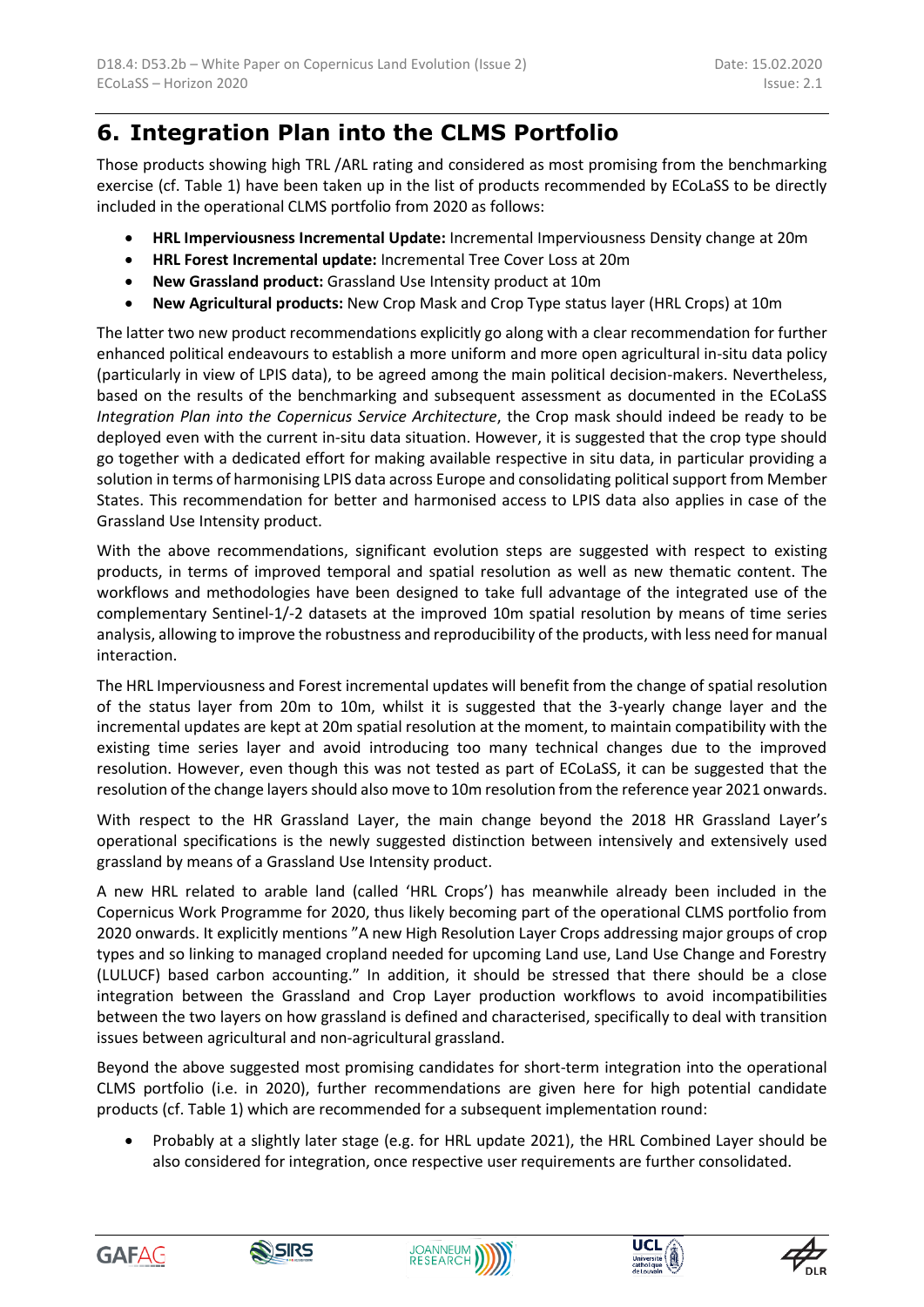# 6. Integration Plan into the CLMS Portfolio

Those products showing high TRL /ARL rating and considered as most promising from the benchmarking exercise (cf. Table 1) have been taken up in the list of products recommended by ECoLaSS to be directly included in the operational CLMS portfolio from 2020 as follows:

- **HRL Imperviousness Incremental Update:** Incremental Imperviousness Density change at 20m
- **HRL Forest Incremental update:** Incremental Tree Cover Loss at 20m
- **New Grassland product:** Grassland Use Intensity product at 10m
- **New Agricultural products:** New Crop Mask and Crop Type status layer (HRL Crops) at 10m

The latter two new product recommendations explicitly go along with a clear recommendation for further enhanced political endeavours to establish a more uniform and more open agricultural in-situ data policy (particularly in view of LPIS data), to be agreed among the main political decision-makers. Nevertheless, based on the results of the benchmarking and subsequent assessment as documented in the ECoLaSS *Integration Plan into the Copernicus Service Architecture*, the Crop mask should indeed be ready to be deployed even with the current in-situ data situation. However, it is suggested that the crop type should go together with a dedicated effort for making available respective in situ data, in particular providing a solution in terms of harmonising LPIS data across Europe and consolidating political support from Member States. This recommendation for better and harmonised access to LPIS data also applies in case of the Grassland Use Intensity product.

With the above recommendations, significant evolution steps are suggested with respect to existing products, in terms of improved temporal and spatial resolution as well as new thematic content. The workflows and methodologies have been designed to take full advantage of the integrated use of the complementary Sentinel-1/-2 datasets at the improved 10m spatial resolution by means of time series analysis, allowing to improve the robustness and reproducibility of the products, with less need for manual interaction.

The HRL Imperviousness and Forest incremental updates will benefit from the change of spatial resolution of the status layer from 20m to 10m, whilst it is suggested that the 3-yearly change layer and the incremental updates are kept at 20m spatial resolution at the moment, to maintain compatibility with the existing time series layer and avoid introducing too many technical changes due to the improved resolution. However, even though this was not tested as part of ECoLaSS, it can be suggested that the resolution of the change layers should also move to 10m resolution from the reference year 2021 onwards.

With respect to the HR Grassland Layer, the main change beyond the 2018 HR Grassland Layer's operational specifications is the newly suggested distinction between intensively and extensively used grassland by means of a Grassland Use Intensity product.

A new HRL related to arable land (called 'HRL Crops') has meanwhile already been included in the Copernicus Work Programme for 2020, thus likely becoming part of the operational CLMS portfolio from 2020 onwards. It explicitly mentions "A new High Resolution Layer Crops addressing major groups of crop types and so linking to managed cropland needed for upcoming Land use, Land Use Change and Forestry (LULUCF) based carbon accounting." In addition, it should be stressed that there should be a close integration between the Grassland and Crop Layer production workflows to avoid incompatibilities between the two layers on how grassland is defined and characterised, specifically to deal with transition issues between agricultural and non-agricultural grassland.

Beyond the above suggested most promising candidates for short-term integration into the operational CLMS portfolio (i.e. in 2020), further recommendations are given here for high potential candidate products (cf. Table 1) which are recommended for a subsequent implementation round:

- Probably at a slightly later stage (e.g. for HRL update 2021), the HRL Combined Layer should be also considered for integration, once respective user requirements are further consolidated.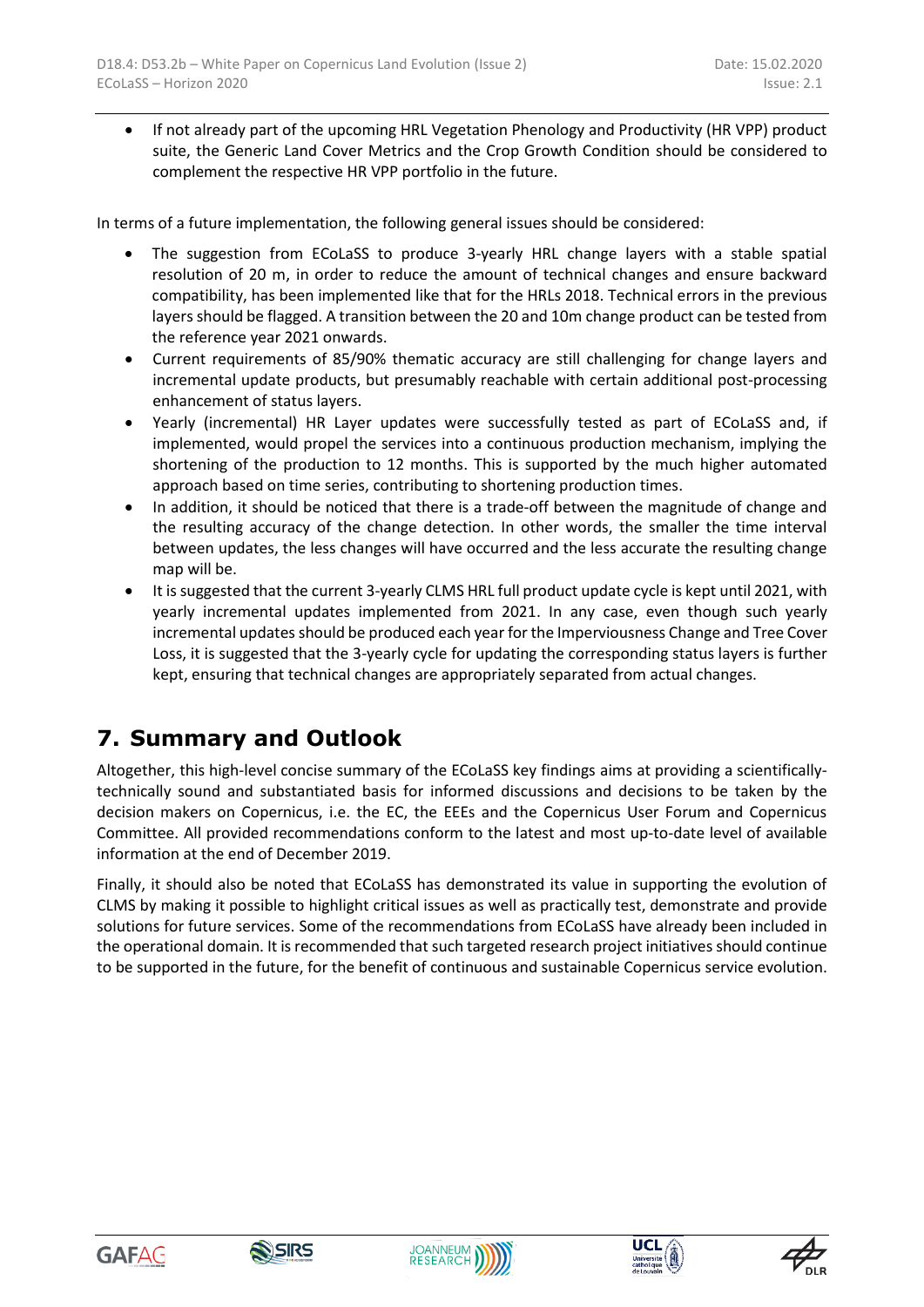- If not already part of the upcoming HRL Vegetation Phenology and Productivity (HR VPP) product suite, the Generic Land Cover Metrics and the Crop Growth Condition should be considered to complement the respective HR VPP portfolio in the future.

In terms of a future implementation, the following general issues should be considered:

- The suggestion from ECoLaSS to produce 3-yearly HRL change layers with a stable spatial resolution of 20 m, in order to reduce the amount of technical changes and ensure backward compatibility, has been implemented like that for the HRLs 2018. Technical errors in the previous layers should be flagged. A transition between the 20 and 10m change product can be tested from the reference year 2021 onwards.
- Current requirements of 85/90% thematic accuracy are still challenging for change layers and incremental update products, but presumably reachable with certain additional post-processing enhancement of status layers.
- Yearly (incremental) HR Layer updates were successfully tested as part of ECoLaSS and, if implemented, would propel the services into a continuous production mechanism, implying the shortening of the production to 12 months. This is supported by the much higher automated approach based on time series, contributing to shortening production times.
- In addition, it should be noticed that there is a trade-off between the magnitude of change and the resulting accuracy of the change detection. In other words, the smaller the time interval between updates, the less changes will have occurred and the less accurate the resulting change map will be.
- It is suggested that the current 3-yearly CLMS HRL full product update cycle is kept until 2021, with yearly incremental updates implemented from 2021. In any case, even though such yearly incremental updates should be produced each year for the Imperviousness Change and Tree Cover Loss, it is suggested that the 3-yearly cycle for updating the corresponding status layers is further kept, ensuring that technical changes are appropriately separated from actual changes.

# 7. Summary and Outlook

Altogether, this high-level concise summary of the ECoLaSS key findings aims at providing a scientifically-technically sound and substantiated basis for informed discussions and decisions to be taken by the decision makers on Copernicus, i.e. the EC, the EEEs and the Copernicus User Forum and Copernicus Committee. All provided recommendations conform to the latest and most up-to-date level of available information at the end of December 2019.

Finally, it should also be noted that ECoLaSS has demonstrated its value in supporting the evolution of CLMS by making it possible to highlight critical issues as well as practically test, demonstrate and provide solutions for future services. Some of the recommendations from ECoLaSS have already been included in the operational domain. It is recommended that such targeted research project initiatives should continue to be supported in the future, for the benefit of continuous and sustainable Copernicus service evolution.